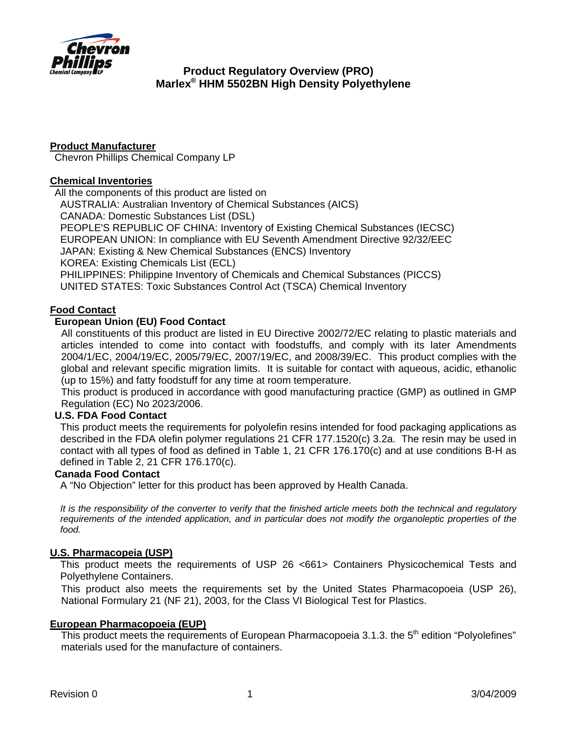# Product Regulatory Overview (PRO)
# Marlex® HHM 5502BN High Density Polyethylene

## Product Manufacturer

Chevron Phillips Chemical Company LP

## Chemical Inventories

All the components of this product are listed on

- AUSTRALIA: Australian Inventory of Chemical Substances (AICS)
- CANADA: Domestic Substances List (DSL)
- PEOPLE'S REPUBLIC OF CHINA: Inventory of Existing Chemical Substances (IECSC)
- EUROPEAN UNION: In compliance with EU Seventh Amendment Directive 92/32/EEC
- JAPAN: Existing & New Chemical Substances (ENCS) Inventory
- KOREA: Existing Chemicals List (ECL)
- PHILIPPINES: Philippine Inventory of Chemicals and Chemical Substances (PICCS)
- UNITED STATES: Toxic Substances Control Act (TSCA) Chemical Inventory

## Food Contact

### European Union (EU) Food Contact

All constituents of this product are listed in EU Directive 2002/72/EC relating to plastic materials and articles intended to come into contact with foodstuffs, and comply with its later Amendments 2004/1/EC, 2004/19/EC, 2005/79/EC, 2007/19/EC, and 2008/39/EC. This product complies with the global and relevant specific migration limits. It is suitable for contact with aqueous, acidic, ethanolic (up to 15%) and fatty foodstuff for any time at room temperature.

This product is produced in accordance with good manufacturing practice (GMP) as outlined in GMP Regulation (EC) No 2023/2006.

### U.S. FDA Food Contact

This product meets the requirements for polyolefin resins intended for food packaging applications as described in the FDA olefin polymer regulations 21 CFR 177.1520(c) 3.2a. The resin may be used in contact with all types of food as defined in Table 1, 21 CFR 176.170(c) and at use conditions B-H as defined in Table 2, 21 CFR 176.170(c).

### Canada Food Contact

A "No Objection" letter for this product has been approved by Health Canada.

*It is the responsibility of the converter to verify that the finished article meets both the technical and regulatory requirements of the intended application, and in particular does not modify the organoleptic properties of the food.*

## U.S. Pharmacopeia (USP)

This product meets the requirements of USP 26 <661> Containers Physicochemical Tests and Polyethylene Containers.

This product also meets the requirements set by the United States Pharmacopoeia (USP 26), National Formulary 21 (NF 21), 2003, for the Class VI Biological Test for Plastics.

## European Pharmacopoeia (EUP)

This product meets the requirements of European Pharmacopoeia 3.1.3. the 5th edition "Polyolefines" materials used for the manufacture of containers.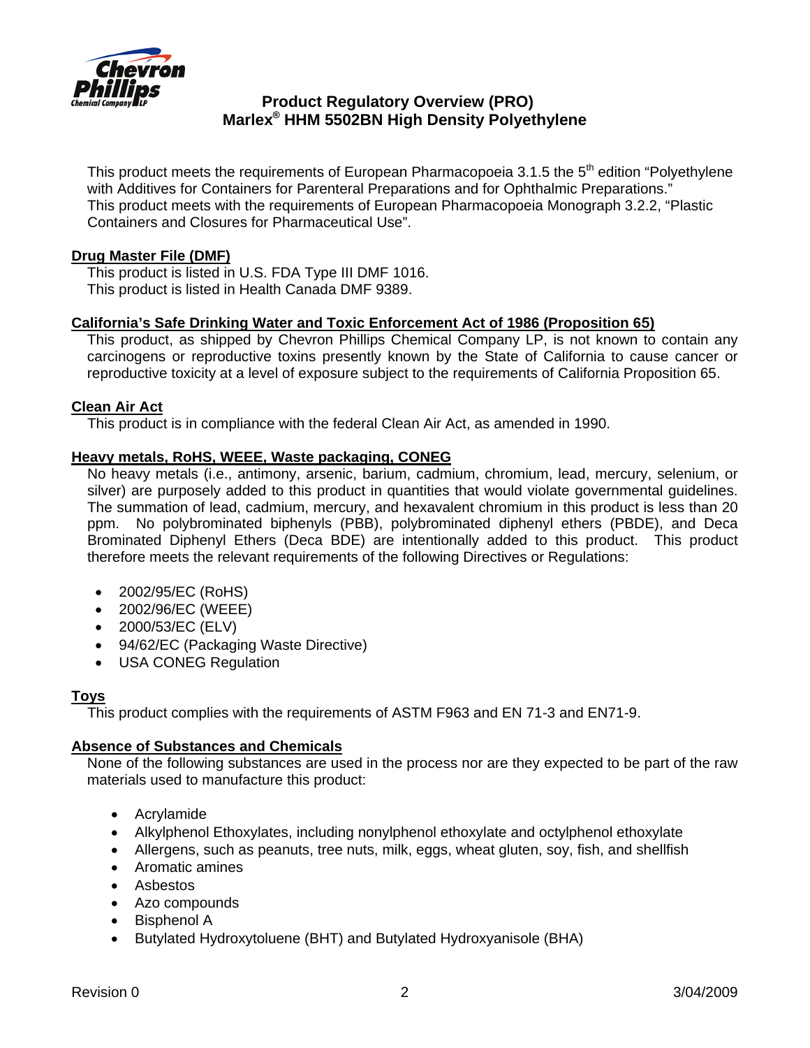This product meets the requirements of European Pharmacopoeia 3.1.5 the 5th edition "Polyethylene with Additives for Containers for Parenteral Preparations and for Ophthalmic Preparations."
This product meets with the requirements of European Pharmacopoeia Monograph 3.2.2, "Plastic Containers and Closures for Pharmaceutical Use".

## Drug Master File (DMF)

This product is listed in U.S. FDA Type III DMF 1016.
This product is listed in Health Canada DMF 9389.

## California's Safe Drinking Water and Toxic Enforcement Act of 1986 (Proposition 65)

This product, as shipped by Chevron Phillips Chemical Company LP, is not known to contain any carcinogens or reproductive toxins presently known by the State of California to cause cancer or reproductive toxicity at a level of exposure subject to the requirements of California Proposition 65.

## Clean Air Act

This product is in compliance with the federal Clean Air Act, as amended in 1990.

## Heavy metals, RoHS, WEEE, Waste packaging, CONEG

No heavy metals (i.e., antimony, arsenic, barium, cadmium, chromium, lead, mercury, selenium, or silver) are purposely added to this product in quantities that would violate governmental guidelines. The summation of lead, cadmium, mercury, and hexavalent chromium in this product is less than 20 ppm. No polybrominated biphenyls (PBB), polybrominated diphenyl ethers (PBDE), and Deca Brominated Diphenyl Ethers (Deca BDE) are intentionally added to this product. This product therefore meets the relevant requirements of the following Directives or Regulations:

- 2002/95/EC (RoHS)
- 2002/96/EC (WEEE)
- 2000/53/EC (ELV)
- 94/62/EC (Packaging Waste Directive)
- USA CONEG Regulation

## Toys

This product complies with the requirements of ASTM F963 and EN 71-3 and EN71-9.

## Absence of Substances and Chemicals

None of the following substances are used in the process nor are they expected to be part of the raw materials used to manufacture this product:

- Acrylamide
- Alkylphenol Ethoxylates, including nonylphenol ethoxylate and octylphenol ethoxylate
- Allergens, such as peanuts, tree nuts, milk, eggs, wheat gluten, soy, fish, and shellfish
- Aromatic amines
- Asbestos
- Azo compounds
- Bisphenol A
- Butylated Hydroxytoluene (BHT) and Butylated Hydroxyanisole (BHA)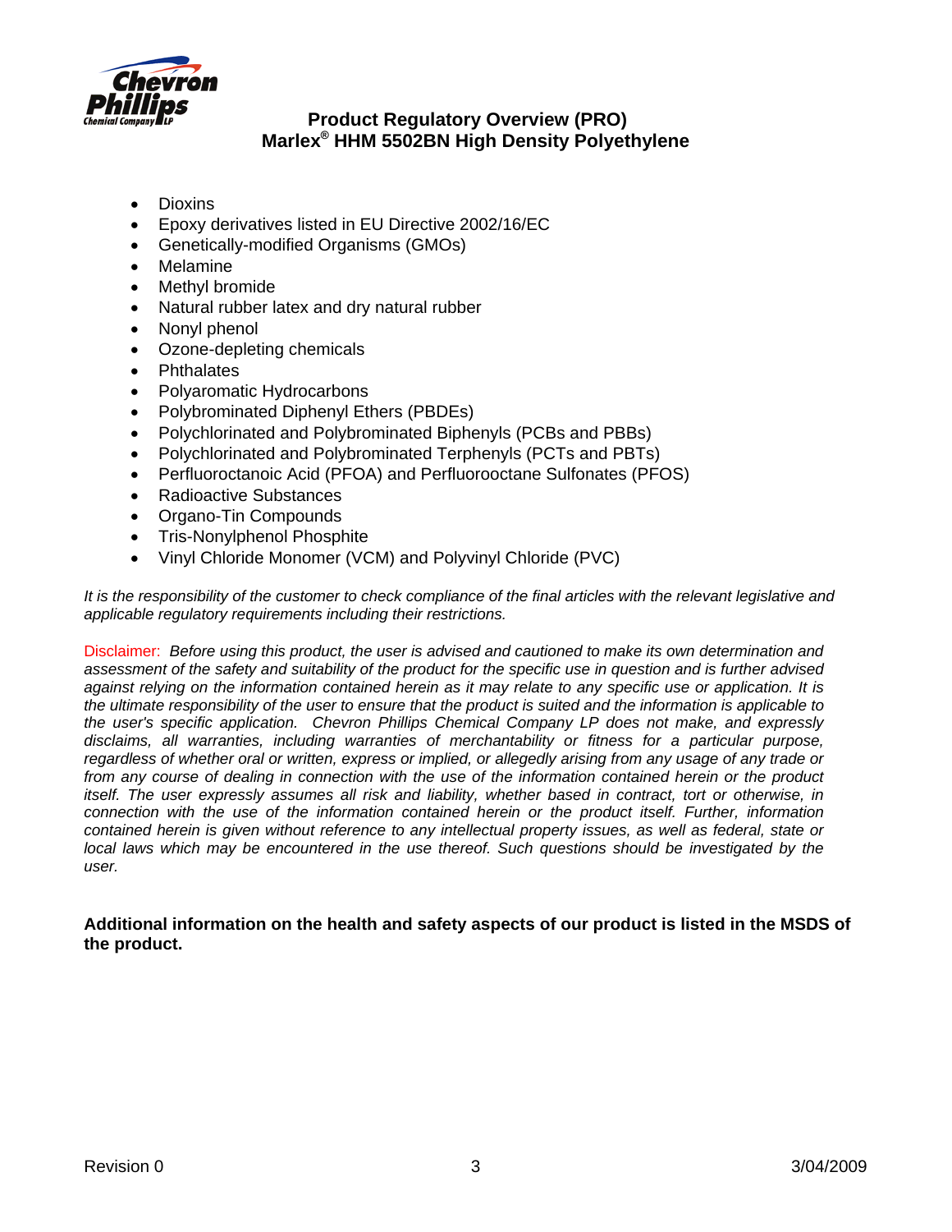- Dioxins
- Epoxy derivatives listed in EU Directive 2002/16/EC
- Genetically-modified Organisms (GMOs)
- Melamine
- Methyl bromide
- Natural rubber latex and dry natural rubber
- Nonyl phenol
- Ozone-depleting chemicals
- Phthalates
- Polyaromatic Hydrocarbons
- Polybrominated Diphenyl Ethers (PBDEs)
- Polychlorinated and Polybrominated Biphenyls (PCBs and PBBs)
- Polychlorinated and Polybrominated Terphenyls (PCTs and PBTs)
- Perfluoroctanoic Acid (PFOA) and Perfluorooctane Sulfonates (PFOS)
- Radioactive Substances
- Organo-Tin Compounds
- Tris-Nonylphenol Phosphite
- Vinyl Chloride Monomer (VCM) and Polyvinyl Chloride (PVC)

*It is the responsibility of the customer to check compliance of the final articles with the relevant legislative and applicable regulatory requirements including their restrictions.*

Disclaimer: *Before using this product, the user is advised and cautioned to make its own determination and assessment of the safety and suitability of the product for the specific use in question and is further advised against relying on the information contained herein as it may relate to any specific use or application. It is the ultimate responsibility of the user to ensure that the product is suited and the information is applicable to the user's specific application. Chevron Phillips Chemical Company LP does not make, and expressly disclaims, all warranties, including warranties of merchantability or fitness for a particular purpose, regardless of whether oral or written, express or implied, or allegedly arising from any usage of any trade or from any course of dealing in connection with the use of the information contained herein or the product itself. The user expressly assumes all risk and liability, whether based in contract, tort or otherwise, in connection with the use of the information contained herein or the product itself. Further, information contained herein is given without reference to any intellectual property issues, as well as federal, state or local laws which may be encountered in the use thereof. Such questions should be investigated by the user.*

**Additional information on the health and safety aspects of our product is listed in the MSDS of the product.**